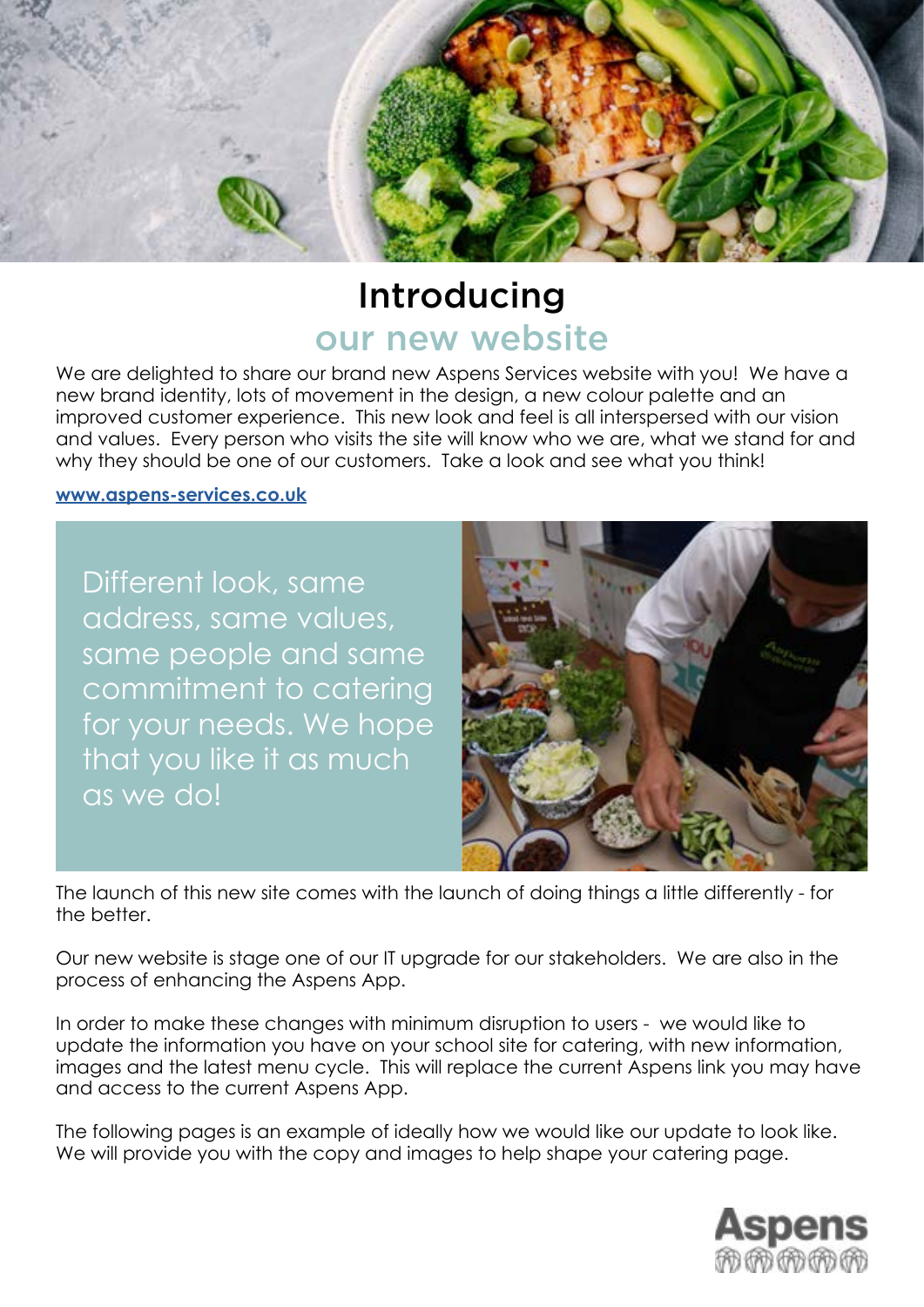# Introducing
## our new website

We are delighted to share our brand new Aspens Services website with you! We have a new brand identity, lots of movement in the design, a new colour palette and an improved customer experience. This new look and feel is all interspersed with our vision and values. Every person who visits the site will know who we are, what we stand for and why they should be one of our customers. Take a look and see what you think!

**[www.aspens-services.co.uk](www.aspens-services.co.uk)**

Different look, same address, same values, same people and same commitment to catering for your needs. We hope that you like it as much as we do!

The launch of this new site comes with the launch of doing things a little differently - for the better.

Our new website is stage one of our IT upgrade for our stakeholders. We are also in the process of enhancing the Aspens App.

In order to make these changes with minimum disruption to users - we would like to update the information you have on your school site for catering, with new information, images and the latest menu cycle. This will replace the current Aspens link you may have and access to the current Aspens App.

The following pages is an example of ideally how we would like our update to look like. We will provide you with the copy and images to help shape your catering page.

Aspens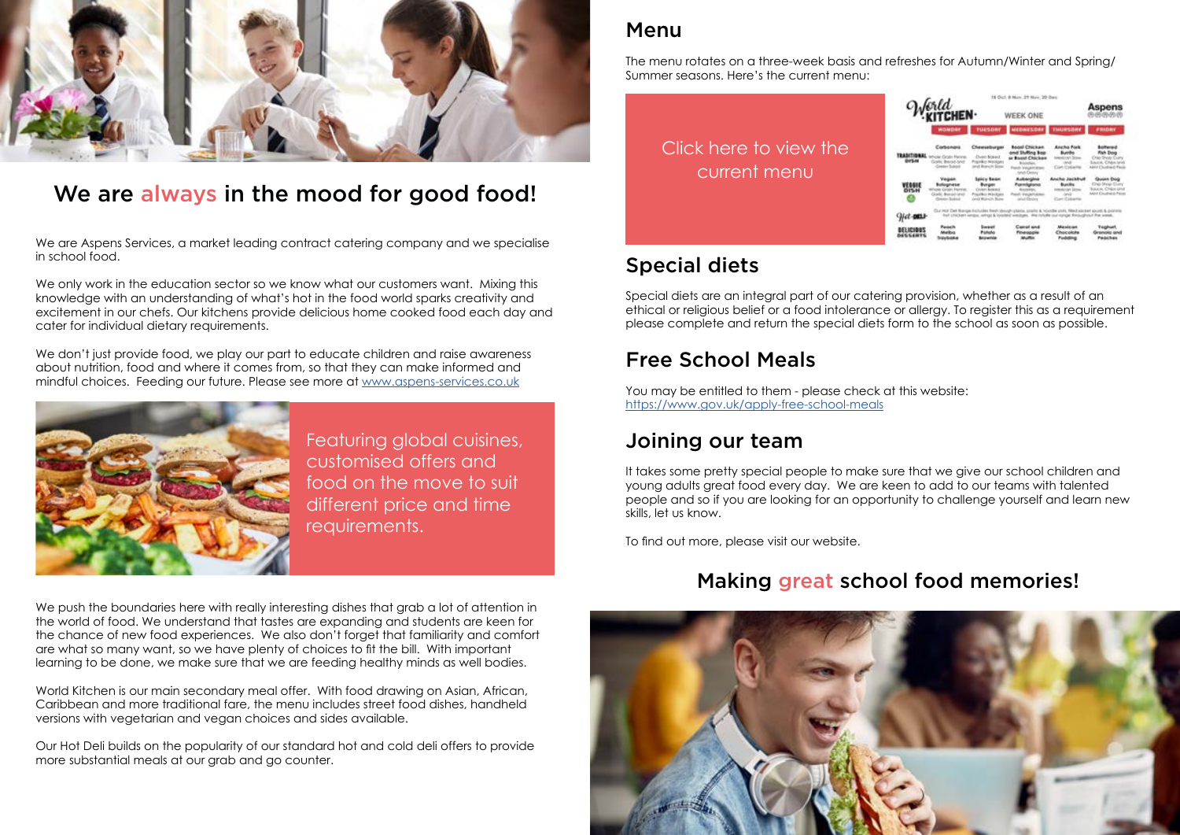# We are always in the mood for good food!

We are Aspens Services, a market leading contract catering company and we specialise in school food.

We only work in the education sector so we know what our customers want. Mixing this knowledge with an understanding of what's hot in the food world sparks creativity and excitement in our chefs. Our kitchens provide delicious home cooked food each day and cater for individual dietary requirements.

We don't just provide food, we play our part to educate children and raise awareness about nutrition, food and where it comes from, so that they can make informed and mindful choices. Feeding our future. Please see more at www.aspens-services.co.uk

Featuring global cuisines, customised offers and food on the move to suit different price and time requirements.

We push the boundaries here with really interesting dishes that grab a lot of attention in the world of food. We understand that tastes are expanding and students are keen for the chance of new food experiences. We also don't forget that familiarity and comfort are what so many want, so we have plenty of choices to fit the bill. With important learning to be done, we make sure that we are feeding healthy minds as well bodies.

World Kitchen is our main secondary meal offer. With food drawing on Asian, African, Caribbean and more traditional fare, the menu includes street food dishes, handheld versions with vegetarian and vegan choices and sides available.

Our Hot Deli builds on the popularity of our standard hot and cold deli offers to provide more substantial meals at our grab and go counter.

## Menu

The menu rotates on a three-week basis and refreshes for Autumn/Winter and Spring/Summer seasons. Here's the current menu:

Click here to view the current menu

## Special diets

Special diets are an integral part of our catering provision, whether as a result of an ethical or religious belief or a food intolerance or allergy. To register this as a requirement please complete and return the special diets form to the school as soon as possible.

## Free School Meals

You may be entitled to them - please check at this website:
https://www.gov.uk/apply-free-school-meals

## Joining our team

It takes some pretty special people to make sure that we give our school children and young adults great food every day. We are keen to add to our teams with talented people and so if you are looking for an opportunity to challenge yourself and learn new skills, let us know.

To find out more, please visit our website.

# Making great school food memories!